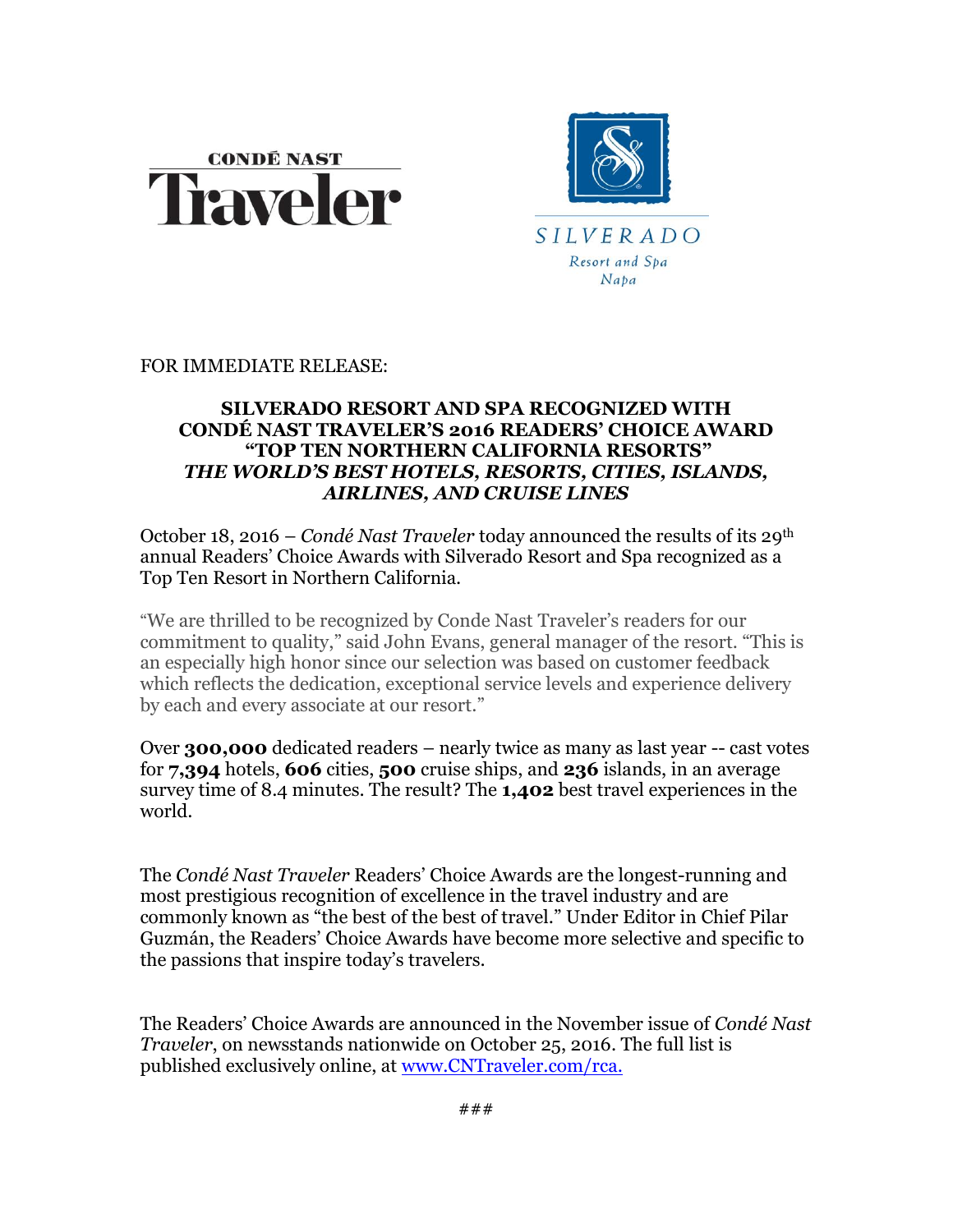CONDÉ NAST Traveler

SILVERADO Resort and Spa Napa

FOR IMMEDIATE RELEASE:

# SILVERADO RESORT AND SPA RECOGNIZED WITH CONDÉ NAST TRAVELER'S 2016 READERS' CHOICE AWARD "TOP TEN NORTHERN CALIFORNIA RESORTS" *THE WORLD'S BEST HOTELS, RESORTS, CITIES, ISLANDS, AIRLINES, AND CRUISE LINES*

October 18, 2016 – *Condé Nast Traveler* today announced the results of its 29th annual Readers' Choice Awards with Silverado Resort and Spa recognized as a Top Ten Resort in Northern California.

"We are thrilled to be recognized by Conde Nast Traveler's readers for our commitment to quality," said John Evans, general manager of the resort. "This is an especially high honor since our selection was based on customer feedback which reflects the dedication, exceptional service levels and experience delivery by each and every associate at our resort."

Over **300,000** dedicated readers – nearly twice as many as last year -- cast votes for **7,394** hotels, **606** cities, **500** cruise ships, and **236** islands, in an average survey time of 8.4 minutes. The result? The **1,402** best travel experiences in the world.

The *Condé Nast Traveler* Readers' Choice Awards are the longest-running and most prestigious recognition of excellence in the travel industry and are commonly known as "the best of the best of travel." Under Editor in Chief Pilar Guzmán, the Readers' Choice Awards have become more selective and specific to the passions that inspire today's travelers.

The Readers' Choice Awards are announced in the November issue of *Condé Nast Traveler*, on newsstands nationwide on October 25, 2016. The full list is published exclusively online, at www.CNTraveler.com/rca.

###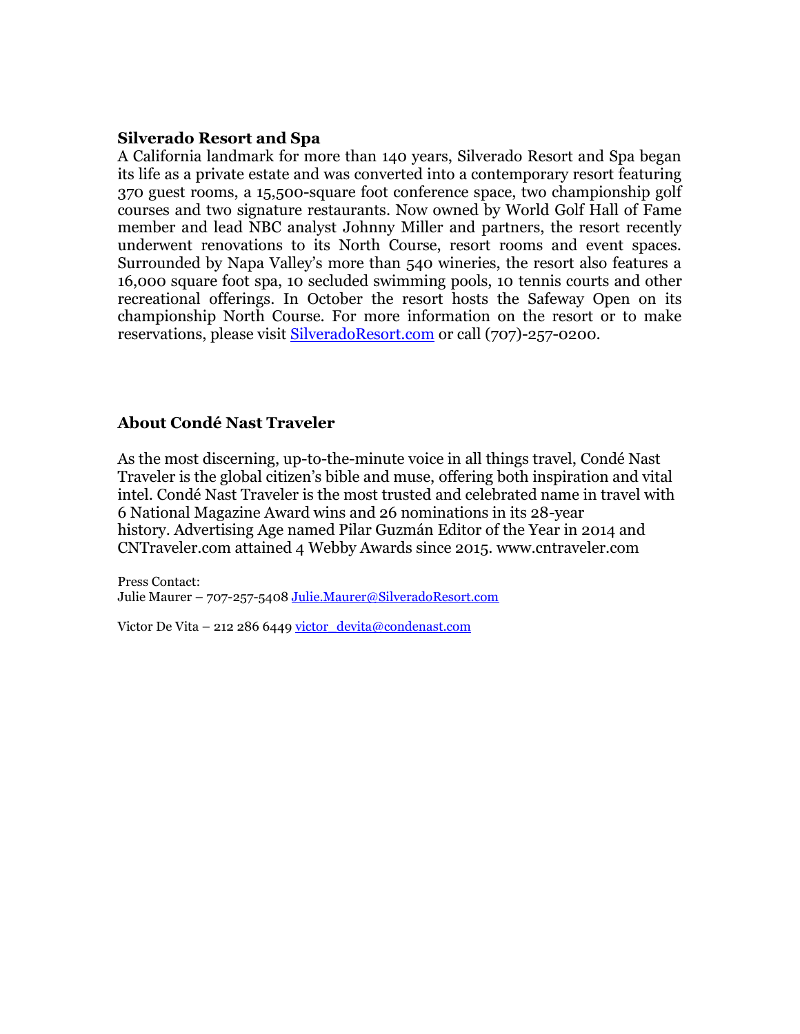**Silverado Resort and Spa**
A California landmark for more than 140 years, Silverado Resort and Spa began its life as a private estate and was converted into a contemporary resort featuring 370 guest rooms, a 15,500-square foot conference space, two championship golf courses and two signature restaurants. Now owned by World Golf Hall of Fame member and lead NBC analyst Johnny Miller and partners, the resort recently underwent renovations to its North Course, resort rooms and event spaces. Surrounded by Napa Valley's more than 540 wineries, the resort also features a 16,000 square foot spa, 10 secluded swimming pools, 10 tennis courts and other recreational offerings. In October the resort hosts the Safeway Open on its championship North Course. For more information on the resort or to make reservations, please visit SilveradoResort.com or call (707)-257-0200.

**About Condé Nast Traveler**

As the most discerning, up-to-the-minute voice in all things travel, Condé Nast Traveler is the global citizen's bible and muse, offering both inspiration and vital intel. Condé Nast Traveler is the most trusted and celebrated name in travel with 6 National Magazine Award wins and 26 nominations in its 28-year history. Advertising Age named Pilar Guzmán Editor of the Year in 2014 and CNTraveler.com attained 4 Webby Awards since 2015. www.cntraveler.com

Press Contact:
Julie Maurer – 707-257-5408 Julie.Maurer@SilveradoResort.com

Victor De Vita – 212 286 6449 victor_devita@condenast.com